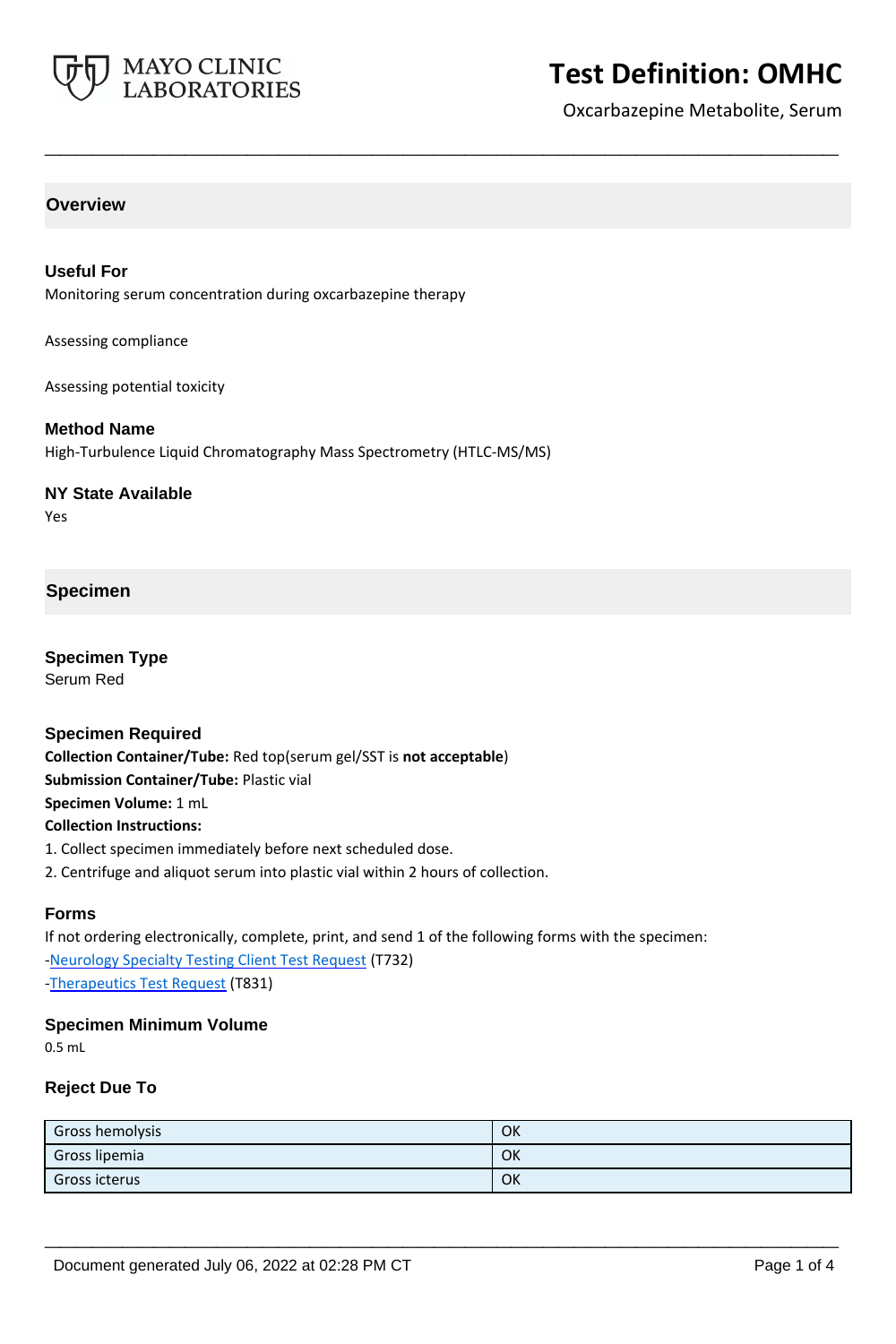# Test Definition: OMHC

Oxcarbazepine Metabolite, Serum

## Overview

### Useful For

Monitoring serum concentration during oxcarbazepine therapy

Assessing compliance

Assessing potential toxicity

### Method Name

High-Turbulence Liquid Chromatography Mass Spectrometry (HTLC-MS/MS)

### NY State Available

Yes

## Specimen

### Specimen Type

Serum Red

### Specimen Required

**Collection Container/Tube:** Red top(serum gel/SST is **not acceptable**)
**Submission Container/Tube:** Plastic vial
**Specimen Volume:** 1 mL
**Collection Instructions:**

1. Collect specimen immediately before next scheduled dose.
2. Centrifuge and aliquot serum into plastic vial within 2 hours of collection.

### Forms

If not ordering electronically, complete, print, and send 1 of the following forms with the specimen:
-Neurology Specialty Testing Client Test Request (T732)
-Therapeutics Test Request (T831)

### Specimen Minimum Volume

0.5 mL

### Reject Due To

| | |
|---|---|
| Gross hemolysis | OK |
| Gross lipemia | OK |
| Gross icterus | OK |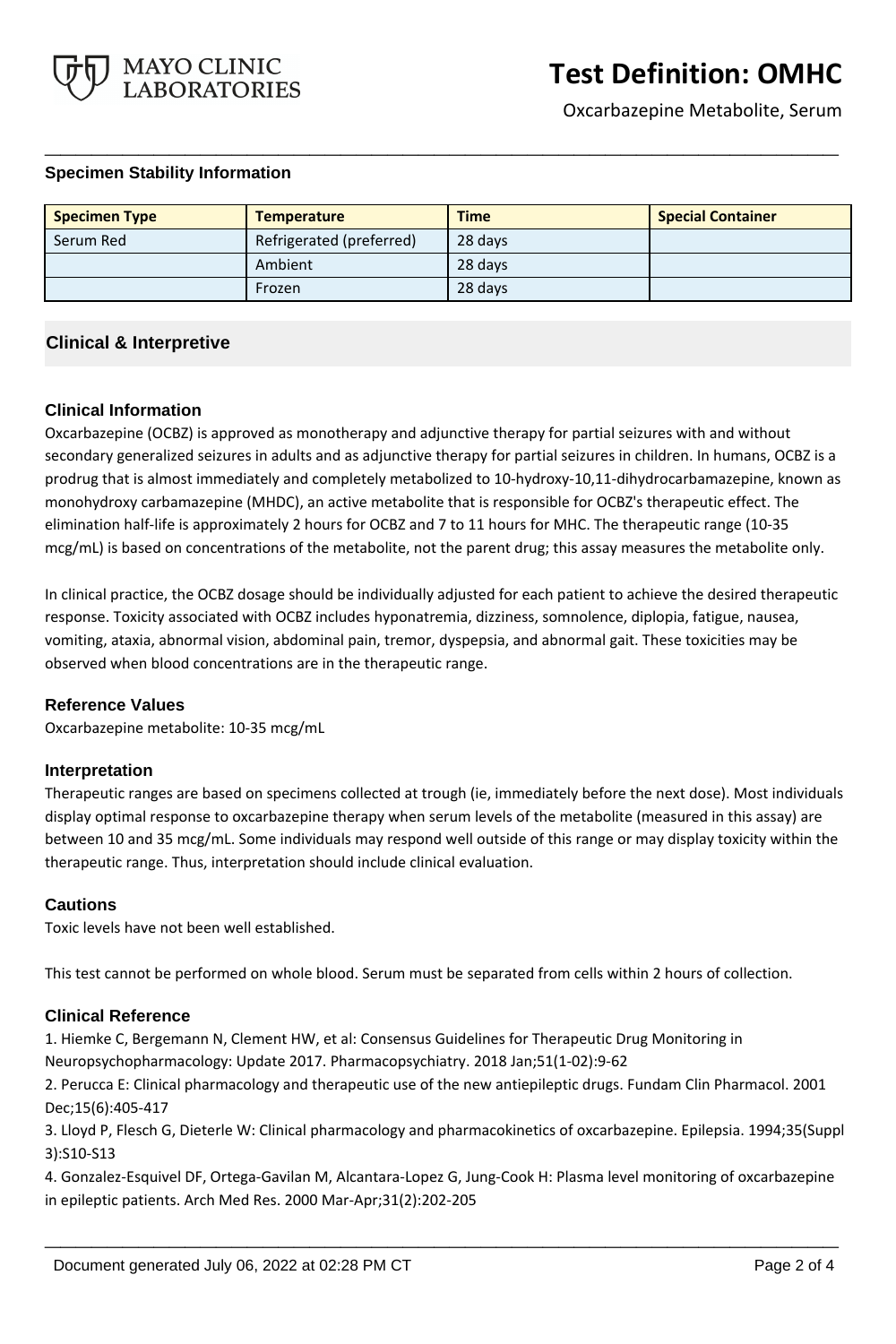### Specimen Stability Information

| Specimen Type | Temperature | Time | Special Container |
|---|---|---|---|
| Serum Red | Refrigerated (preferred) | 28 days | |
| | Ambient | 28 days | |
| | Frozen | 28 days | |

## Clinical & Interpretive

### Clinical Information

Oxcarbazepine (OCBZ) is approved as monotherapy and adjunctive therapy for partial seizures with and without secondary generalized seizures in adults and as adjunctive therapy for partial seizures in children. In humans, OCBZ is a prodrug that is almost immediately and completely metabolized to 10-hydroxy-10,11-dihydrocarbamazepine, known as monohydroxy carbamazepine (MHDC), an active metabolite that is responsible for OCBZ's therapeutic effect. The elimination half-life is approximately 2 hours for OCBZ and 7 to 11 hours for MHC. The therapeutic range (10-35 mcg/mL) is based on concentrations of the metabolite, not the parent drug; this assay measures the metabolite only.

In clinical practice, the OCBZ dosage should be individually adjusted for each patient to achieve the desired therapeutic response. Toxicity associated with OCBZ includes hyponatremia, dizziness, somnolence, diplopia, fatigue, nausea, vomiting, ataxia, abnormal vision, abdominal pain, tremor, dyspepsia, and abnormal gait. These toxicities may be observed when blood concentrations are in the therapeutic range.

### Reference Values

Oxcarbazepine metabolite: 10-35 mcg/mL

### Interpretation

Therapeutic ranges are based on specimens collected at trough (ie, immediately before the next dose). Most individuals display optimal response to oxcarbazepine therapy when serum levels of the metabolite (measured in this assay) are between 10 and 35 mcg/mL. Some individuals may respond well outside of this range or may display toxicity within the therapeutic range. Thus, interpretation should include clinical evaluation.

### Cautions

Toxic levels have not been well established.

This test cannot be performed on whole blood. Serum must be separated from cells within 2 hours of collection.

### Clinical Reference

1. Hiemke C, Bergemann N, Clement HW, et al: Consensus Guidelines for Therapeutic Drug Monitoring in Neuropsychopharmacology: Update 2017. Pharmacopsychiatry. 2018 Jan;51(1-02):9-62
2. Perucca E: Clinical pharmacology and therapeutic use of the new antiepileptic drugs. Fundam Clin Pharmacol. 2001 Dec;15(6):405-417
3. Lloyd P, Flesch G, Dieterle W: Clinical pharmacology and pharmacokinetics of oxcarbazepine. Epilepsia. 1994;35(Suppl 3):S10-S13
4. Gonzalez-Esquivel DF, Ortega-Gavilan M, Alcantara-Lopez G, Jung-Cook H: Plasma level monitoring of oxcarbazepine in epileptic patients. Arch Med Res. 2000 Mar-Apr;31(2):202-205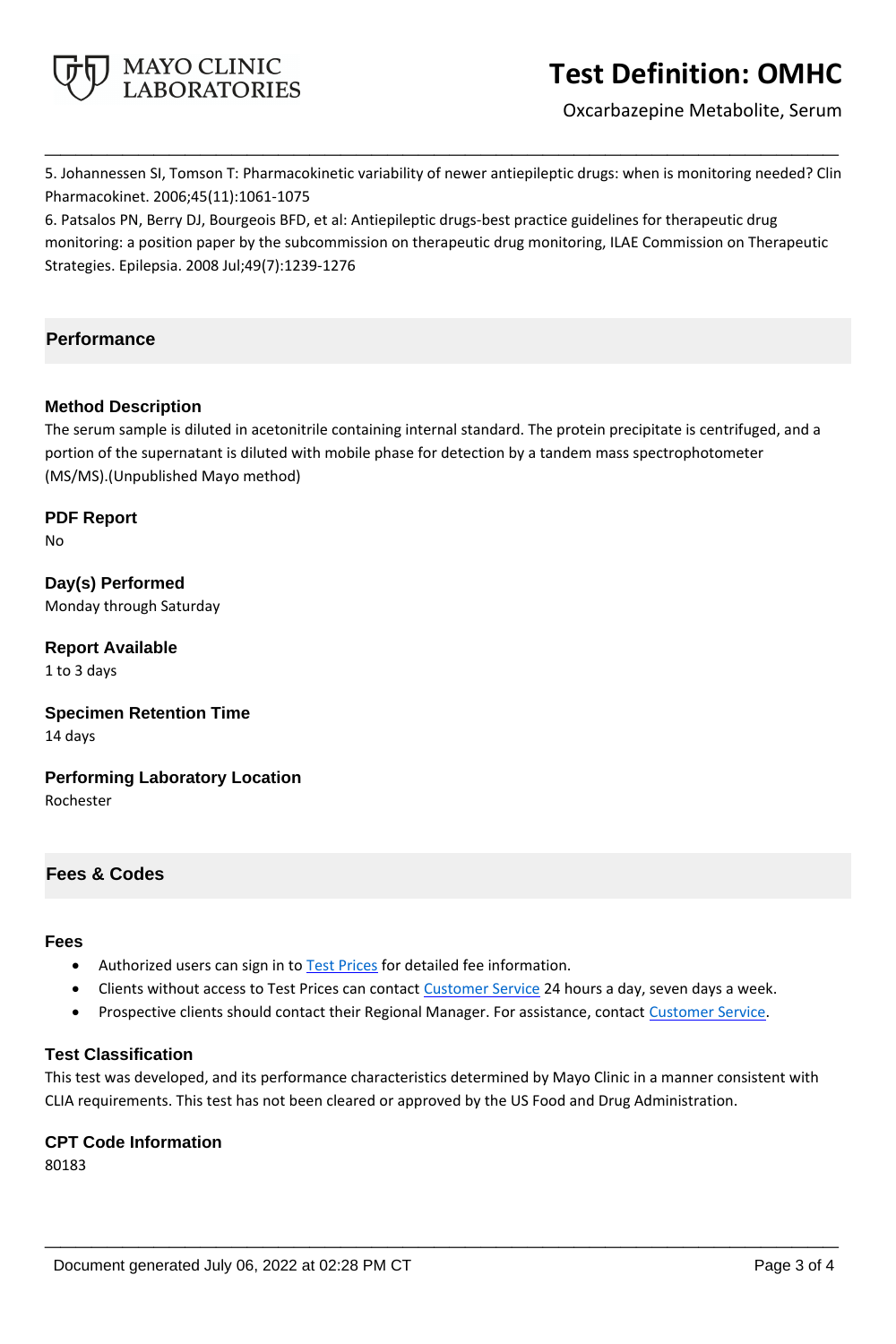5. Johannessen SI, Tomson T: Pharmacokinetic variability of newer antiepileptic drugs: when is monitoring needed? Clin Pharmacokinet. 2006;45(11):1061-1075

6. Patsalos PN, Berry DJ, Bourgeois BFD, et al: Antiepileptic drugs-best practice guidelines for therapeutic drug monitoring: a position paper by the subcommission on therapeutic drug monitoring, ILAE Commission on Therapeutic Strategies. Epilepsia. 2008 Jul;49(7):1239-1276

## Performance

### Method Description

The serum sample is diluted in acetonitrile containing internal standard. The protein precipitate is centrifuged, and a portion of the supernatant is diluted with mobile phase for detection by a tandem mass spectrophotometer (MS/MS).(Unpublished Mayo method)

### PDF Report

No

### Day(s) Performed

Monday through Saturday

### Report Available

1 to 3 days

### Specimen Retention Time

14 days

### Performing Laboratory Location

Rochester

## Fees & Codes

### Fees

- Authorized users can sign in to Test Prices for detailed fee information.
- Clients without access to Test Prices can contact Customer Service 24 hours a day, seven days a week.
- Prospective clients should contact their Regional Manager. For assistance, contact Customer Service.

### Test Classification

This test was developed, and its performance characteristics determined by Mayo Clinic in a manner consistent with CLIA requirements. This test has not been cleared or approved by the US Food and Drug Administration.

### CPT Code Information

80183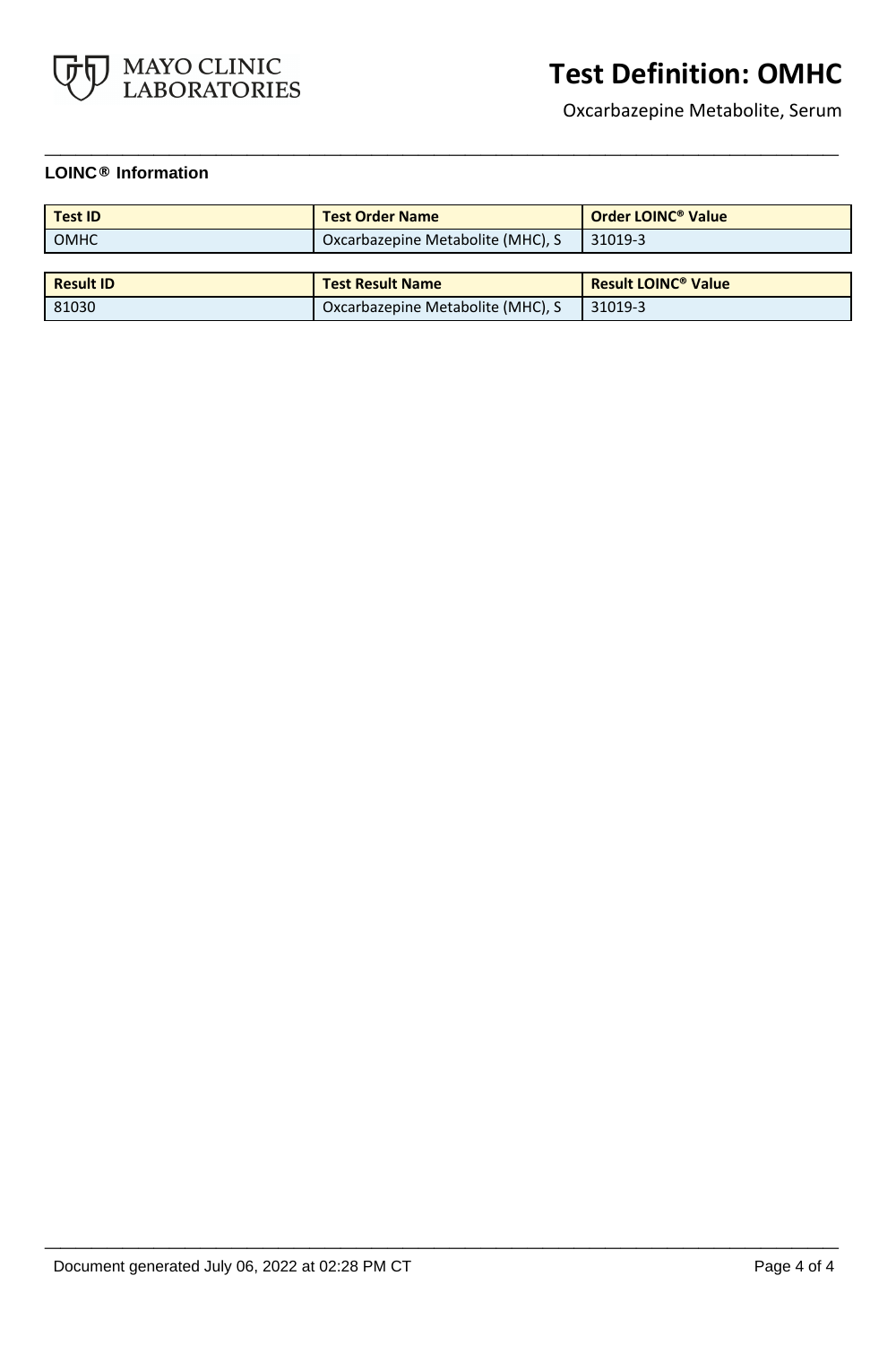**LOINC® Information**

| Test ID | Test Order Name | Order LOINC® Value |
|---|---|---|
| OMHC | Oxcarbazepine Metabolite (MHC), S | 31019-3 |

| Result ID | Test Result Name | Result LOINC® Value |
|---|---|---|
| 81030 | Oxcarbazepine Metabolite (MHC), S | 31019-3 |